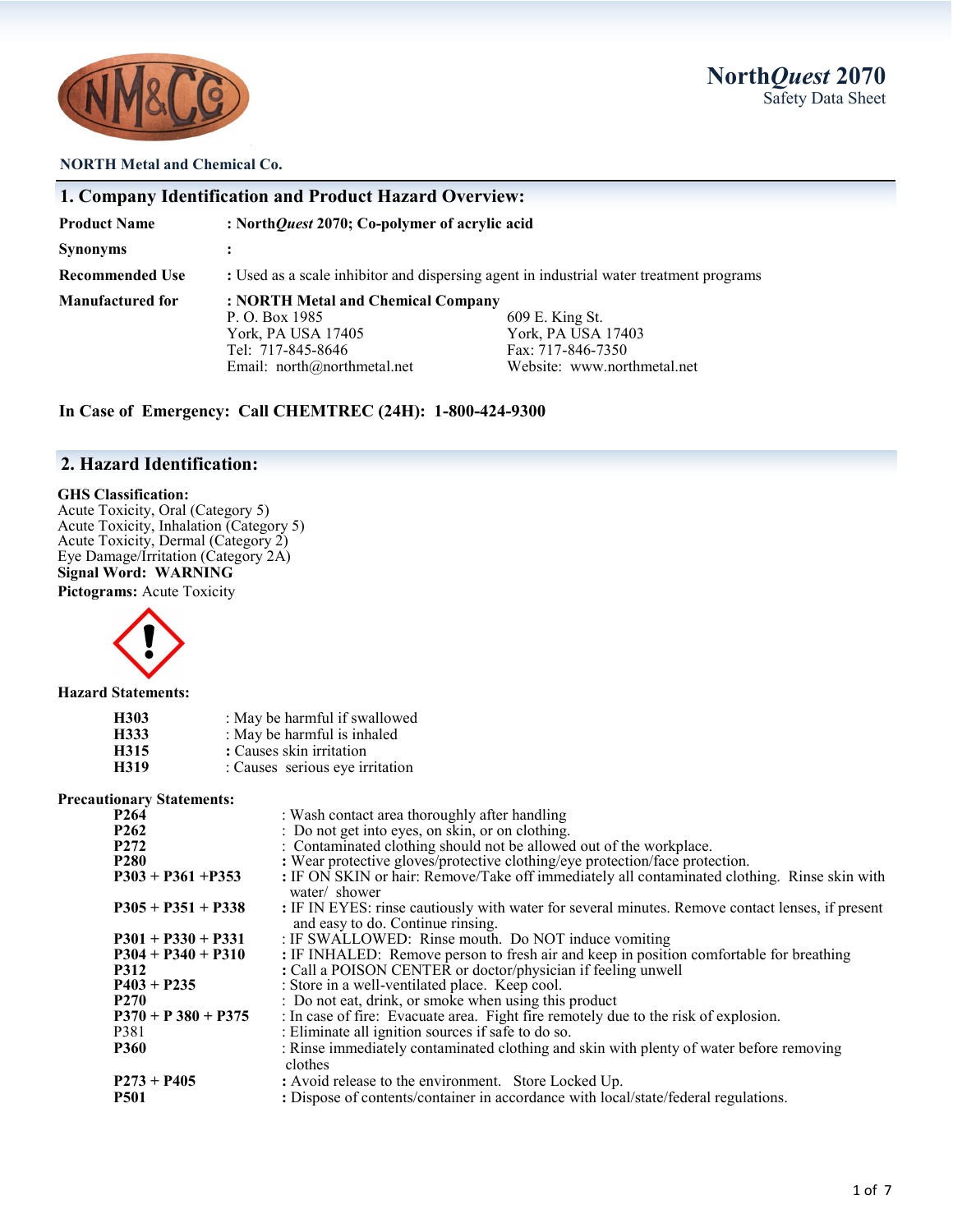# North*Quest* 2070
Safety Data Sheet

**NORTH Metal and Chemical Co.**

## 1. Company Identification and Product Hazard Overview:

| | |
|---|---|
| **Product Name** | **: North*Quest* 2070; Co-polymer of acrylic acid** |
| **Synonyms** | **:** |
| **Recommended Use** | **:** Used as a scale inhibitor and dispersing agent in industrial water treatment programs |
| **Manufactured for** | **: NORTH Metal and Chemical Company** |

P. O. Box 1985
York, PA USA 17405
Tel: 717-845-8646
Email: north@northmetal.net

609 E. King St.
York, PA USA 17403
Fax: 717-846-7350
Website: www.northmetal.net

**In Case of Emergency: Call CHEMTREC (24H): 1-800-424-9300**

## 2. Hazard Identification:

**GHS Classification:**
Acute Toxicity, Oral (Category 5)
Acute Toxicity, Inhalation (Category 5)
Acute Toxicity, Dermal (Category 2)
Eye Damage/Irritation (Category 2A)
**Signal Word: WARNING**
**Pictograms:** Acute Toxicity

**Hazard Statements:**

| | |
|---|---|
| **H303** | : May be harmful if swallowed |
| **H333** | : May be harmful is inhaled |
| **H315** | **:** Causes skin irritation |
| **H319** | : Causes serious eye irritation |

**Precautionary Statements:**

| | |
|---|---|
| **P264** | : Wash contact area thoroughly after handling |
| **P262** | : Do not get into eyes, on skin, or on clothing. |
| **P272** | : Contaminated clothing should not be allowed out of the workplace. |
| **P280** | **:** Wear protective gloves/protective clothing/eye protection/face protection. |
| **P303 + P361 +P353** | **:** IF ON SKIN or hair: Remove/Take off immediately all contaminated clothing. Rinse skin with water/ shower |
| **P305 + P351 + P338** | **:** IF IN EYES: rinse cautiously with water for several minutes. Remove contact lenses, if present and easy to do. Continue rinsing. |
| **P301 + P330 + P331** | : IF SWALLOWED: Rinse mouth. Do NOT induce vomiting |
| **P304 + P340 + P310** | **:** IF INHALED: Remove person to fresh air and keep in position comfortable for breathing |
| **P312** | **:** Call a POISON CENTER or doctor/physician if feeling unwell |
| **P403 + P235** | : Store in a well-ventilated place. Keep cool. |
| **P270** | : Do not eat, drink, or smoke when using this product |
| **P370 + P 380 + P375** | : In case of fire: Evacuate area. Fight fire remotely due to the risk of explosion. |
| P381 | : Eliminate all ignition sources if safe to do so. |
| **P360** | : Rinse immediately contaminated clothing and skin with plenty of water before removing clothes |
| **P273 + P405** | **:** Avoid release to the environment. Store Locked Up. |
| **P501** | **:** Dispose of contents/container in accordance with local/state/federal regulations. |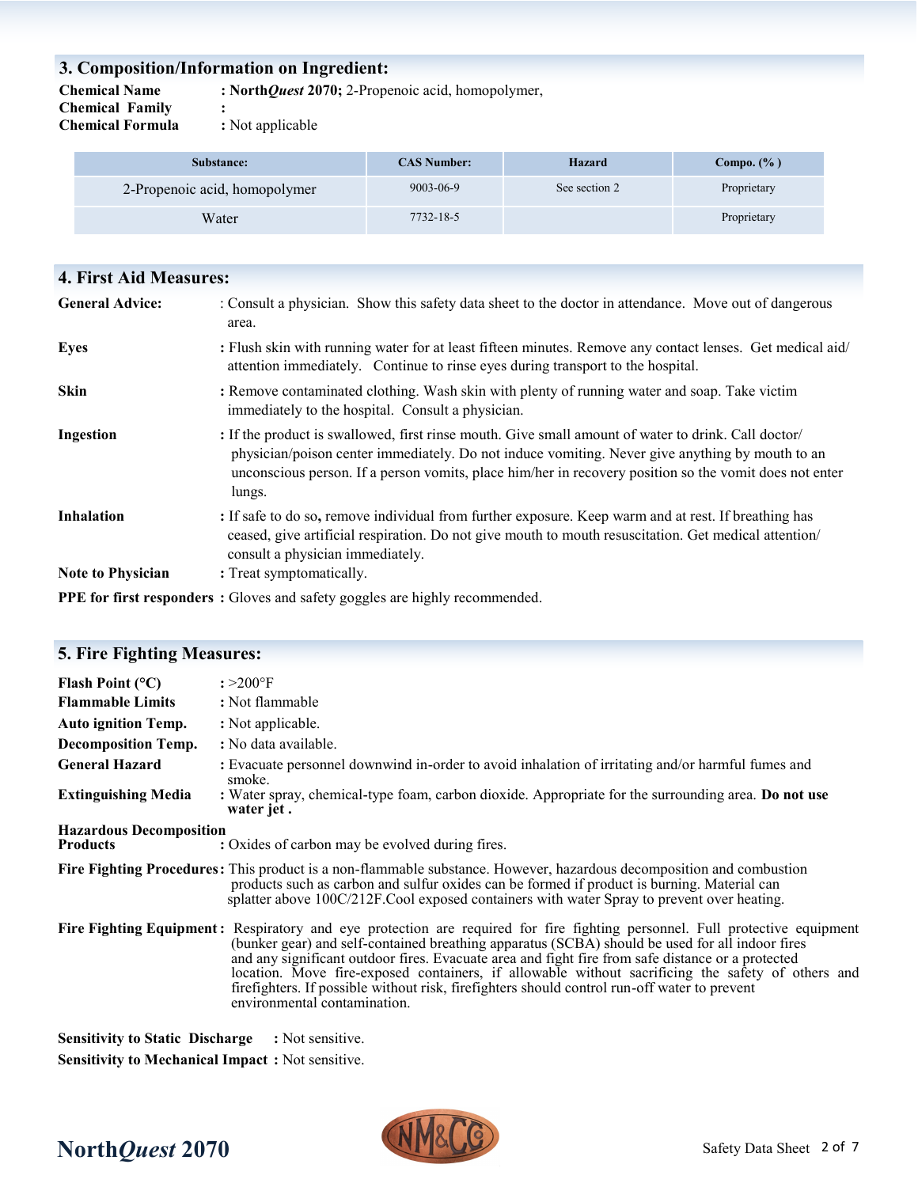## 3. Composition/Information on Ingredient:

**Chemical Name** : **North*Quest* 2070;** 2-Propenoic acid, homopolymer,
**Chemical Family** :
**Chemical Formula** : Not applicable

| Substance: | CAS Number: | Hazard | Compo. (% ) |
|---|---|---|---|
| 2-Propenoic acid, homopolymer | 9003-06-9 | See section 2 | Proprietary |
| Water | 7732-18-5 | | Proprietary |

## 4. First Aid Measures:

**General Advice:** : Consult a physician. Show this safety data sheet to the doctor in attendance. Move out of dangerous area.

**Eyes** : Flush skin with running water for at least fifteen minutes. Remove any contact lenses. Get medical aid/ attention immediately. Continue to rinse eyes during transport to the hospital.

**Skin** : Remove contaminated clothing. Wash skin with plenty of running water and soap. Take victim immediately to the hospital. Consult a physician.

**Ingestion** : If the product is swallowed, first rinse mouth. Give small amount of water to drink. Call doctor/ physician/poison center immediately. Do not induce vomiting. Never give anything by mouth to an unconscious person. If a person vomits, place him/her in recovery position so the vomit does not enter lungs.

**Inhalation** : If safe to do so, remove individual from further exposure. Keep warm and at rest. If breathing has ceased, give artificial respiration. Do not give mouth to mouth resuscitation. Get medical attention/ consult a physician immediately.

**Note to Physician** : Treat symptomatically.

**PPE for first responders** : Gloves and safety goggles are highly recommended.

## 5. Fire Fighting Measures:

**Flash Point (°C)** : >200°F
**Flammable Limits** : Not flammable
**Auto ignition Temp.** : Not applicable.
**Decomposition Temp.** : No data available.
**General Hazard** : Evacuate personnel downwind in-order to avoid inhalation of irritating and/or harmful fumes and smoke.
**Extinguishing Media** : Water spray, chemical-type foam, carbon dioxide. Appropriate for the surrounding area. **Do not use water jet .**

**Hazardous Decomposition Products** : Oxides of carbon may be evolved during fires.

**Fire Fighting Procedures**: This product is a non-flammable substance. However, hazardous decomposition and combustion products such as carbon and sulfur oxides can be formed if product is burning. Material can splatter above 100C/212F.Cool exposed containers with water Spray to prevent over heating.

**Fire Fighting Equipment**: Respiratory and eye protection are required for fire fighting personnel. Full protective equipment (bunker gear) and self-contained breathing apparatus (SCBA) should be used for all indoor fires and any significant outdoor fires. Evacuate area and fight fire from safe distance or a protected location. Move fire-exposed containers, if allowable without sacrificing the safety of others and firefighters. If possible without risk, firefighters should control run-off water to prevent environmental contamination.

**Sensitivity to Static Discharge** : Not sensitive.
**Sensitivity to Mechanical Impact** : Not sensitive.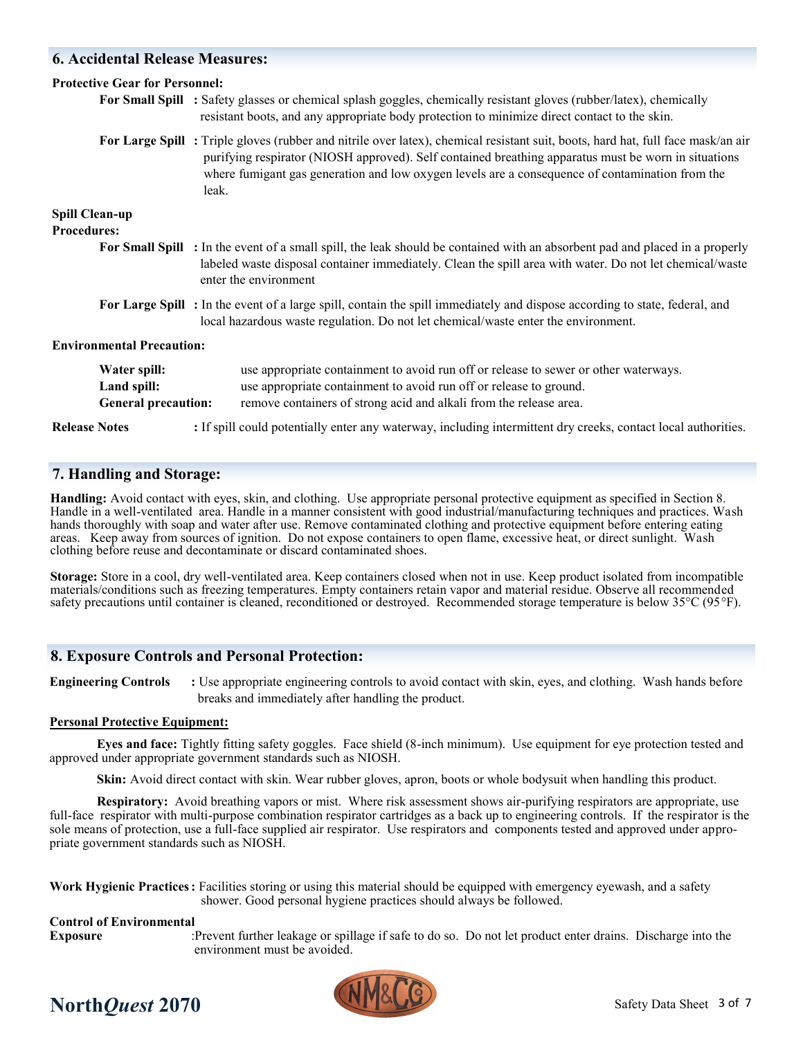## 6. Accidental Release Measures:

**Protective Gear for Personnel:**

**For Small Spill** : Safety glasses or chemical splash goggles, chemically resistant gloves (rubber/latex), chemically resistant boots, and any appropriate body protection to minimize direct contact to the skin.

**For Large Spill** : Triple gloves (rubber and nitrile over latex), chemical resistant suit, boots, hard hat, full face mask/an air purifying respirator (NIOSH approved). Self contained breathing apparatus must be worn in situations where fumigant gas generation and low oxygen levels are a consequence of contamination from the leak.

**Spill Clean-up Procedures:**

**For Small Spill** : In the event of a small spill, the leak should be contained with an absorbent pad and placed in a properly labeled waste disposal container immediately. Clean the spill area with water. Do not let chemical/waste enter the environment

**For Large Spill** : In the event of a large spill, contain the spill immediately and dispose according to state, federal, and local hazardous waste regulation. Do not let chemical/waste enter the environment.

**Environmental Precaution:**

**Water spill:** use appropriate containment to avoid run off or release to sewer or other waterways.
**Land spill:** use appropriate containment to avoid run off or release to ground.
**General precaution:** remove containers of strong acid and alkali from the release area.

**Release Notes** : If spill could potentially enter any waterway, including intermittent dry creeks, contact local authorities.

## 7. Handling and Storage:

**Handling:** Avoid contact with eyes, skin, and clothing. Use appropriate personal protective equipment as specified in Section 8. Handle in a well-ventilated area. Handle in a manner consistent with good industrial/manufacturing techniques and practices. Wash hands thoroughly with soap and water after use. Remove contaminated clothing and protective equipment before entering eating areas. Keep away from sources of ignition. Do not expose containers to open flame, excessive heat, or direct sunlight. Wash clothing before reuse and decontaminate or discard contaminated shoes.

**Storage:** Store in a cool, dry well-ventilated area. Keep containers closed when not in use. Keep product isolated from incompatible materials/conditions such as freezing temperatures. Empty containers retain vapor and material residue. Observe all recommended safety precautions until container is cleaned, reconditioned or destroyed. Recommended storage temperature is below 35°C (95°F).

## 8. Exposure Controls and Personal Protection:

**Engineering Controls** : Use appropriate engineering controls to avoid contact with skin, eyes, and clothing. Wash hands before breaks and immediately after handling the product.

**Personal Protective Equipment:**

**Eyes and face:** Tightly fitting safety goggles. Face shield (8-inch minimum). Use equipment for eye protection tested and approved under appropriate government standards such as NIOSH.

**Skin:** Avoid direct contact with skin. Wear rubber gloves, apron, boots or whole bodysuit when handling this product.

**Respiratory:** Avoid breathing vapors or mist. Where risk assessment shows air-purifying respirators are appropriate, use full-face respirator with multi-purpose combination respirator cartridges as a back up to engineering controls. If the respirator is the sole means of protection, use a full-face supplied air respirator. Use respirators and components tested and approved under appropriate government standards such as NIOSH.

**Work Hygienic Practices** : Facilities storing or using this material should be equipped with emergency eyewash, and a safety shower. Good personal hygiene practices should always be followed.

**Control of Environmental Exposure** : Prevent further leakage or spillage if safe to do so. Do not let product enter drains. Discharge into the environment must be avoided.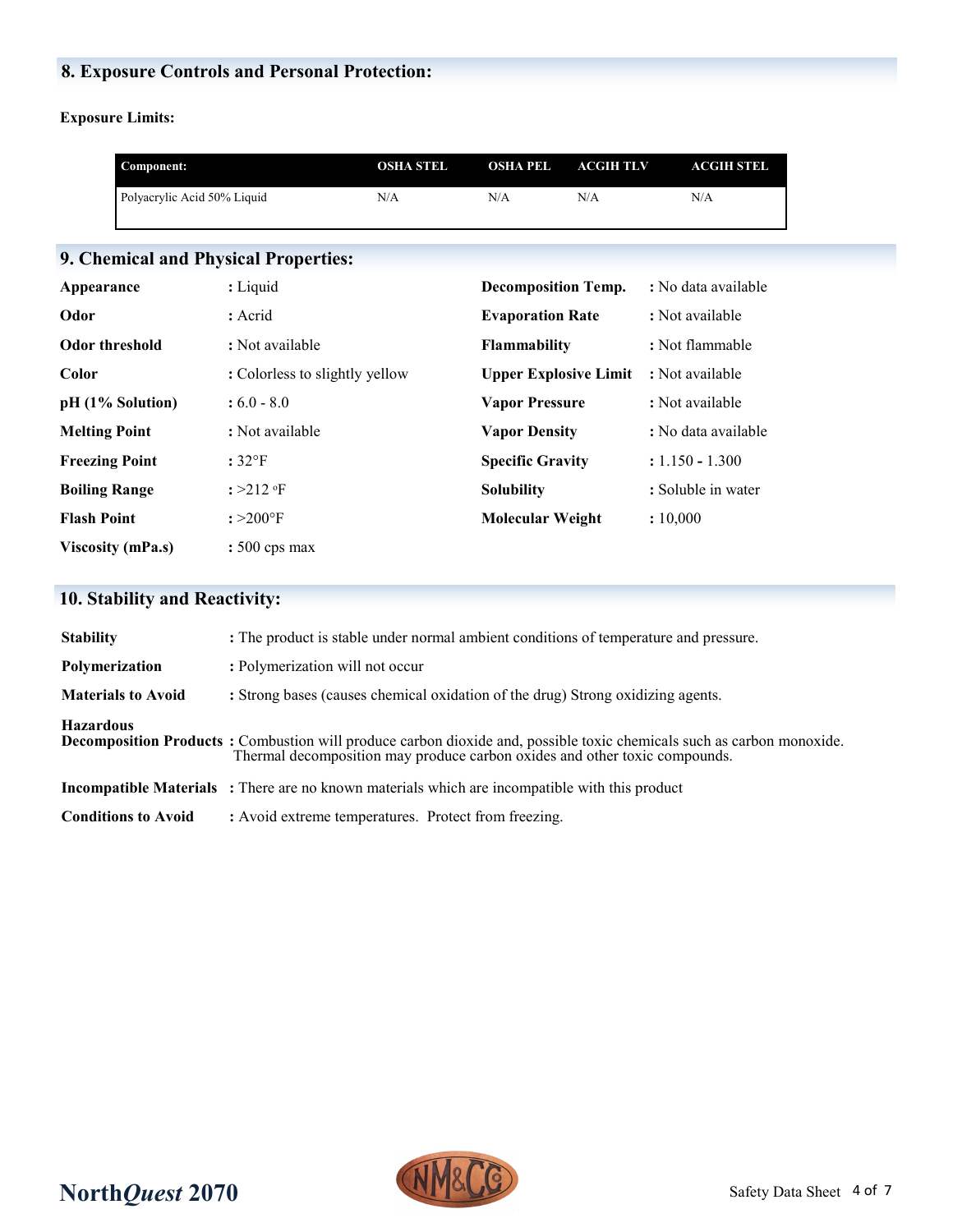## 8. Exposure Controls and Personal Protection:

**Exposure Limits:**

| Component: | OSHA STEL | OSHA PEL | ACGIH TLV | ACGIH STEL |
|---|---|---|---|---|
| Polyacrylic Acid 50% Liquid | N/A | N/A | N/A | N/A |

## 9. Chemical and Physical Properties:

| | | | |
|---|---|---|---|
| **Appearance** | : Liquid | **Decomposition Temp.** | : No data available |
| **Odor** | : Acrid | **Evaporation Rate** | : Not available |
| **Odor threshold** | : Not available | **Flammability** | : Not flammable |
| **Color** | : Colorless to slightly yellow | **Upper Explosive Limit** | : Not available |
| **pH (1% Solution)** | : 6.0 - 8.0 | **Vapor Pressure** | : Not available |
| **Melting Point** | : Not available | **Vapor Density** | : No data available |
| **Freezing Point** | : 32°F | **Specific Gravity** | : 1.150 - 1.300 |
| **Boiling Range** | : >212 °F | **Solubility** | : Soluble in water |
| **Flash Point** | : >200°F | **Molecular Weight** | : 10,000 |
| **Viscosity (mPa.s)** | : 500 cps max | | |

## 10. Stability and Reactivity:

**Stability** : The product is stable under normal ambient conditions of temperature and pressure.

**Polymerization** : Polymerization will not occur

**Materials to Avoid** : Strong bases (causes chemical oxidation of the drug) Strong oxidizing agents.

**Hazardous Decomposition Products** : Combustion will produce carbon dioxide and, possible toxic chemicals such as carbon monoxide. Thermal decomposition may produce carbon oxides and other toxic compounds.

**Incompatible Materials** : There are no known materials which are incompatible with this product

**Conditions to Avoid** : Avoid extreme temperatures. Protect from freezing.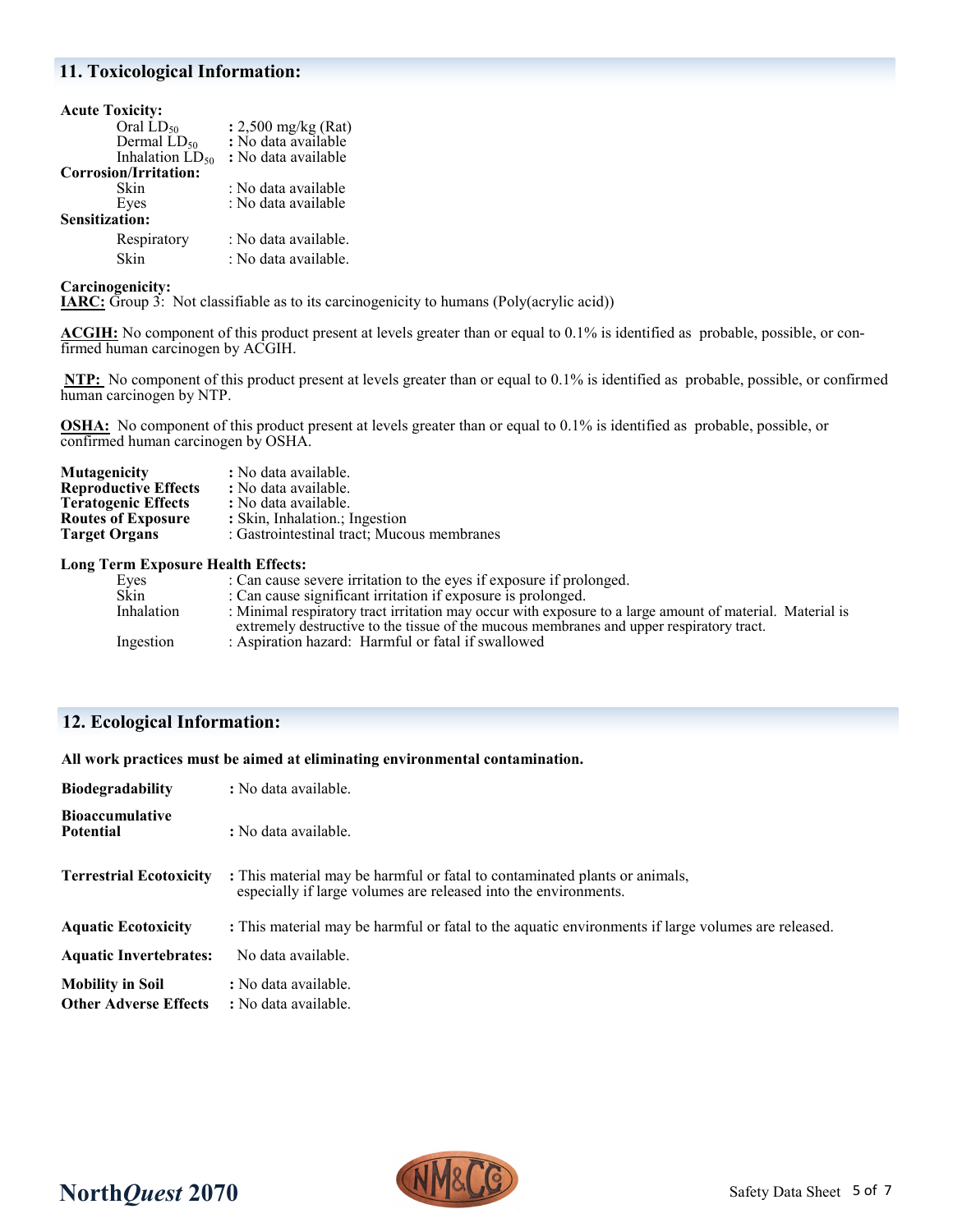## 11. Toxicological Information:

**Acute Toxicity:**

| | |
|---|---|
| Oral $LD_{50}$ | **:** 2,500 mg/kg (Rat) |
| Dermal $LD_{50}$ | **:** No data available |
| Inhalation $LD_{50}$ | **:** No data available |

**Corrosion/Irritation:**

| | |
|---|---|
| Skin | : No data available |
| Eyes | : No data available |

**Sensitization:**

| | |
|---|---|
| Respiratory | : No data available. |
| Skin | : No data available. |

**Carcinogenicity:**
**IARC:** Group 3: Not classifiable as to its carcinogenicity to humans (Poly(acrylic acid))

**ACGIH:** No component of this product present at levels greater than or equal to 0.1% is identified as probable, possible, or confirmed human carcinogen by ACGIH.

**NTP:** No component of this product present at levels greater than or equal to 0.1% is identified as probable, possible, or confirmed human carcinogen by NTP.

**OSHA:** No component of this product present at levels greater than or equal to 0.1% is identified as probable, possible, or confirmed human carcinogen by OSHA.

| | |
|---|---|
| **Mutagenicity** | **:** No data available. |
| **Reproductive Effects** | **:** No data available. |
| **Teratogenic Effects** | **:** No data available. |
| **Routes of Exposure** | **:** Skin, Inhalation.; Ingestion |
| **Target Organs** | : Gastrointestinal tract; Mucous membranes |

**Long Term Exposure Health Effects:**

| | |
|---|---|
| Eyes | : Can cause severe irritation to the eyes if exposure if prolonged. |
| Skin | : Can cause significant irritation if exposure is prolonged. |
| Inhalation | : Minimal respiratory tract irritation may occur with exposure to a large amount of material. Material is extremely destructive to the tissue of the mucous membranes and upper respiratory tract. |
| Ingestion | : Aspiration hazard: Harmful or fatal if swallowed |

## 12. Ecological Information:

**All work practices must be aimed at eliminating environmental contamination.**

| | |
|---|---|
| **Biodegradability** | **:** No data available. |
| **Bioaccumulative Potential** | **:** No data available. |
| **Terrestrial Ecotoxicity** | **:** This material may be harmful or fatal to contaminated plants or animals, especially if large volumes are released into the environments. |
| **Aquatic Ecotoxicity** | **:** This material may be harmful or fatal to the aquatic environments if large volumes are released. |
| **Aquatic Invertebrates:** | No data available. |
| **Mobility in Soil** | **:** No data available. |
| **Other Adverse Effects** | **:** No data available. |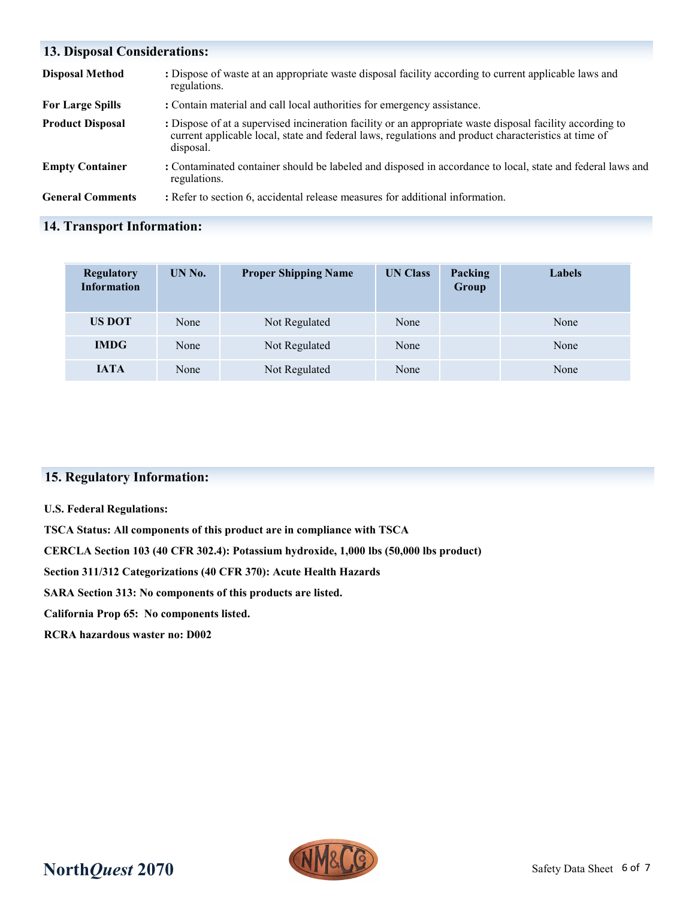## 13. Disposal Considerations:

**Disposal Method** : Dispose of waste at an appropriate waste disposal facility according to current applicable laws and regulations.

**For Large Spills** : Contain material and call local authorities for emergency assistance.

**Product Disposal** : Dispose of at a supervised incineration facility or an appropriate waste disposal facility according to current applicable local, state and federal laws, regulations and product characteristics at time of disposal.

**Empty Container** : Contaminated container should be labeled and disposed in accordance to local, state and federal laws and regulations.

**General Comments** : Refer to section 6, accidental release measures for additional information.

## 14. Transport Information:

| Regulatory Information | UN No. | Proper Shipping Name | UN Class | Packing Group | Labels |
|---|---|---|---|---|---|
| **US DOT** | None | Not Regulated | None | | None |
| **IMDG** | None | Not Regulated | None | | None |
| **IATA** | None | Not Regulated | None | | None |

## 15. Regulatory Information:

**U.S. Federal Regulations:**

**TSCA Status: All components of this product are in compliance with TSCA**

**CERCLA Section 103 (40 CFR 302.4): Potassium hydroxide, 1,000 lbs (50,000 lbs product)**

**Section 311/312 Categorizations (40 CFR 370): Acute Health Hazards**

**SARA Section 313: No components of this products are listed.**

**California Prop 65: No components listed.**

**RCRA hazardous waster no: D002**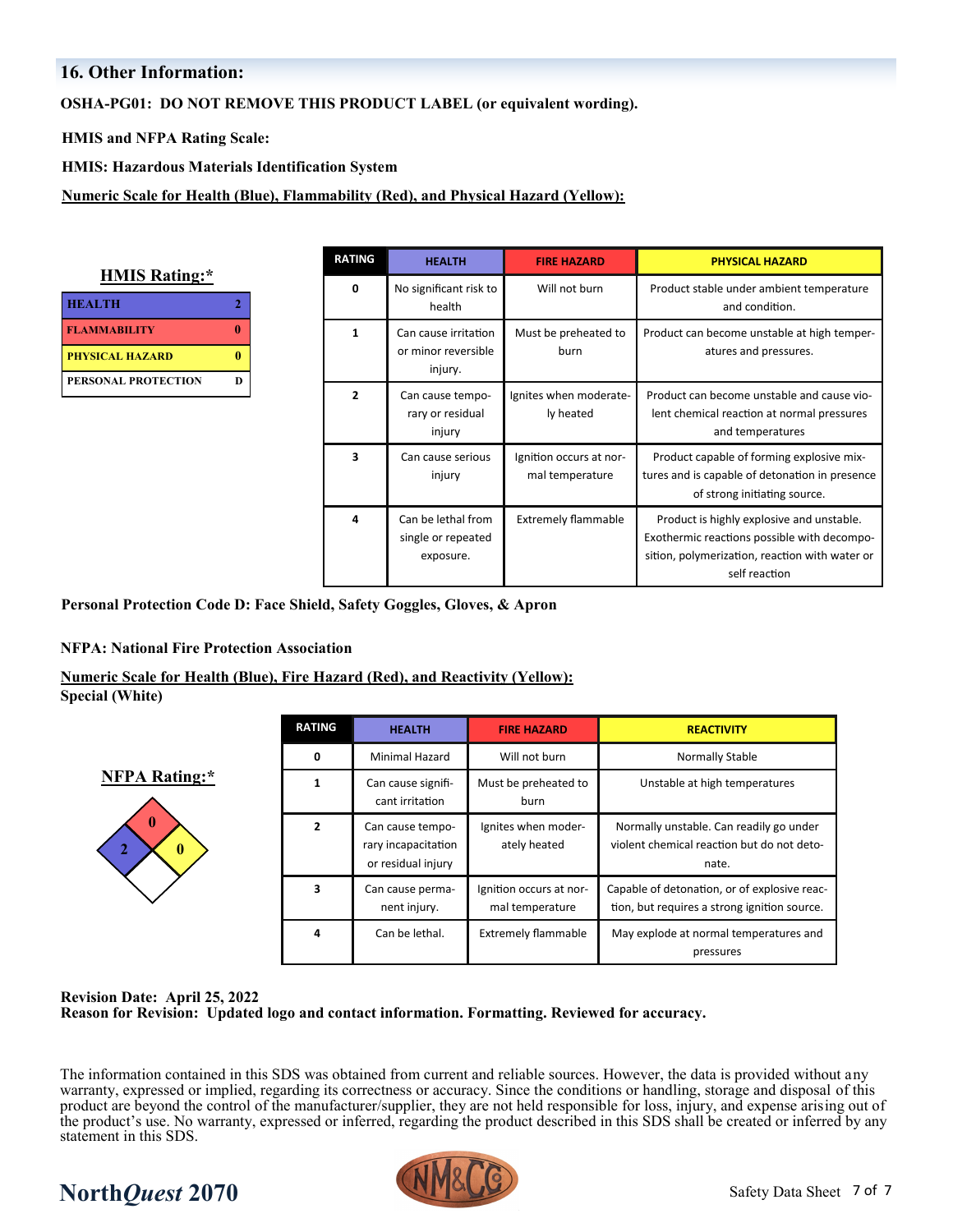## 16. Other Information:

**OSHA-PG01: DO NOT REMOVE THIS PRODUCT LABEL (or equivalent wording).**

**HMIS and NFPA Rating Scale:**

**HMIS: Hazardous Materials Identification System**

**Numeric Scale for Health (Blue), Flammability (Red), and Physical Hazard (Yellow):**

**HMIS Rating:***

| | |
|---|---|
| HEALTH | 2 |
| FLAMMABILITY | 0 |
| PHYSICAL HAZARD | 0 |
| PERSONAL PROTECTION | D |

| RATING | HEALTH | FIRE HAZARD | PHYSICAL HAZARD |
|---|---|---|---|
| 0 | No significant risk to health | Will not burn | Product stable under ambient temperature and condition. |
| 1 | Can cause irritation or minor reversible injury. | Must be preheated to burn | Product can become unstable at high temperatures and pressures. |
| 2 | Can cause temporary or residual injury | Ignites when moderately heated | Product can become unstable and cause violent chemical reaction at normal pressures and temperatures |
| 3 | Can cause serious injury | Ignition occurs at normal temperature | Product capable of forming explosive mixtures and is capable of detonation in presence of strong initiating source. |
| 4 | Can be lethal from single or repeated exposure. | Extremely flammable | Product is highly explosive and unstable. Exothermic reactions possible with decomposition, polymerization, reaction with water or self reaction |

**Personal Protection Code D: Face Shield, Safety Goggles, Gloves, & Apron**

**NFPA: National Fire Protection Association**

**Numeric Scale for Health (Blue), Fire Hazard (Red), and Reactivity (Yellow):**
**Special (White)**

**NFPA Rating:***

Health (Blue): 2
Fire Hazard (Red): 0
Reactivity (Yellow): 0
Special (White):

| RATING | HEALTH | FIRE HAZARD | REACTIVITY |
|---|---|---|---|
| 0 | Minimal Hazard | Will not burn | Normally Stable |
| 1 | Can cause significant irritation | Must be preheated to burn | Unstable at high temperatures |
| 2 | Can cause temporary incapacitation or residual injury | Ignites when moderately heated | Normally unstable. Can readily go under violent chemical reaction but do not detonate. |
| 3 | Can cause permanent injury. | Ignition occurs at normal temperature | Capable of detonation, or of explosive reaction, but requires a strong ignition source. |
| 4 | Can be lethal. | Extremely flammable | May explode at normal temperatures and pressures |

**Revision Date: April 25, 2022**
**Reason for Revision: Updated logo and contact information. Formatting. Reviewed for accuracy.**

The information contained in this SDS was obtained from current and reliable sources. However, the data is provided without any warranty, expressed or implied, regarding its correctness or accuracy. Since the conditions or handling, storage and disposal of this product are beyond the control of the manufacturer/supplier, they are not held responsible for loss, injury, and expense arising out of the product's use. No warranty, expressed or inferred, regarding the product described in this SDS shall be created or inferred by any statement in this SDS.